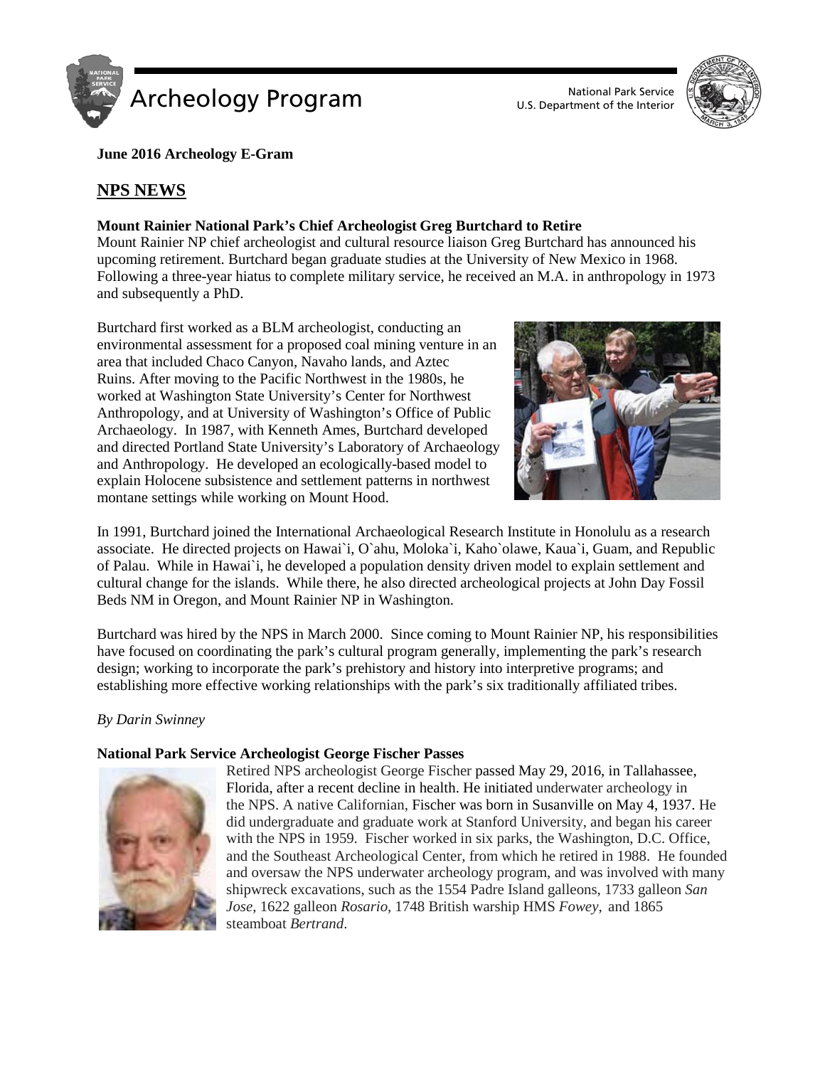**June 2016 Archeology E-Gram**

## NPS NEWS

**Mount Rainier National Park's Chief Archeologist Greg Burtchard to Retire**

Mount Rainier NP chief archeologist and cultural resource liaison Greg Burtchard has announced his upcoming retirement. Burtchard began graduate studies at the University of New Mexico in 1968. Following a three-year hiatus to complete military service, he received an M.A. in anthropology in 1973 and subsequently a PhD.

Burtchard first worked as a BLM archeologist, conducting an environmental assessment for a proposed coal mining venture in an area that included Chaco Canyon, Navaho lands, and Aztec Ruins. After moving to the Pacific Northwest in the 1980s, he worked at Washington State University's Center for Northwest Anthropology, and at University of Washington's Office of Public Archaeology. In 1987, with Kenneth Ames, Burtchard developed and directed Portland State University's Laboratory of Archaeology and Anthropology. He developed an ecologically-based model to explain Holocene subsistence and settlement patterns in northwest montane settings while working on Mount Hood.

In 1991, Burtchard joined the International Archaeological Research Institute in Honolulu as a research associate. He directed projects on Hawai`i, O`ahu, Moloka`i, Kaho`olawe, Kaua`i, Guam, and Republic of Palau. While in Hawai`i, he developed a population density driven model to explain settlement and cultural change for the islands. While there, he also directed archeological projects at John Day Fossil Beds NM in Oregon, and Mount Rainier NP in Washington.

Burtchard was hired by the NPS in March 2000. Since coming to Mount Rainier NP, his responsibilities have focused on coordinating the park's cultural program generally, implementing the park's research design; working to incorporate the park's prehistory and history into interpretive programs; and establishing more effective working relationships with the park's six traditionally affiliated tribes.

*By Darin Swinney*

**National Park Service Archeologist George Fischer Passes**

Retired NPS archeologist George Fischer passed May 29, 2016, in Tallahassee, Florida, after a recent decline in health. He initiated underwater archeology in the NPS. A native Californian, Fischer was born in Susanville on May 4, 1937. He did undergraduate and graduate work at Stanford University, and began his career with the NPS in 1959. Fischer worked in six parks, the Washington, D.C. Office, and the Southeast Archeological Center, from which he retired in 1988. He founded and oversaw the NPS underwater archeology program, and was involved with many shipwreck excavations, such as the 1554 Padre Island galleons, 1733 galleon *San Jose*, 1622 galleon *Rosario*, 1748 British warship HMS *Fowey*, and 1865 steamboat *Bertrand*.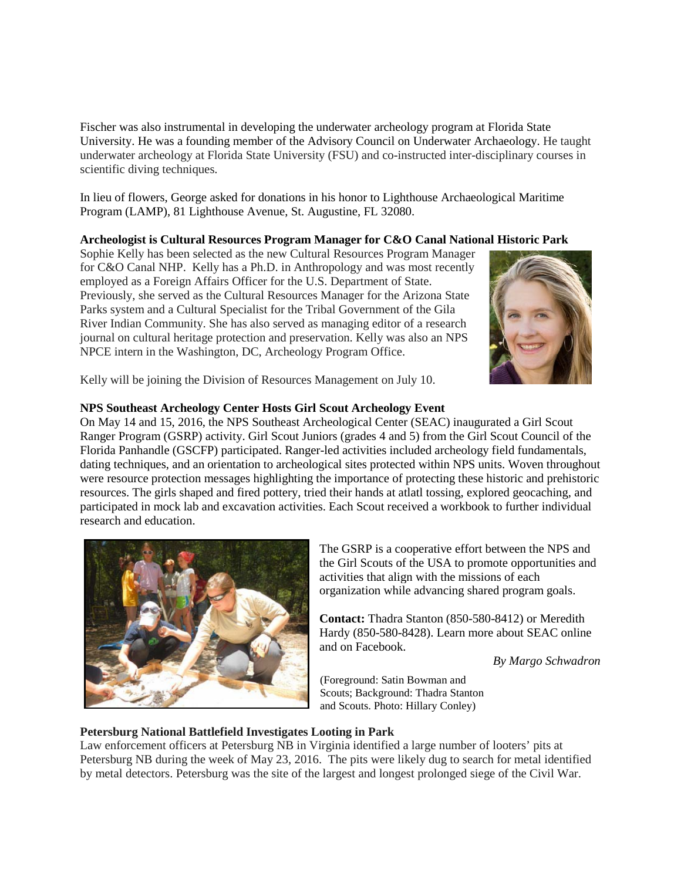Fischer was also instrumental in developing the underwater archeology program at Florida State University. He was a founding member of the Advisory Council on Underwater Archaeology. He taught underwater archeology at Florida State University (FSU) and co-instructed inter-disciplinary courses in scientific diving techniques.

In lieu of flowers, George asked for donations in his honor to Lighthouse Archaeological Maritime Program (LAMP), 81 Lighthouse Avenue, St. Augustine, FL 32080.

**Archeologist is Cultural Resources Program Manager for C&O Canal National Historic Park**

Sophie Kelly has been selected as the new Cultural Resources Program Manager for C&O Canal NHP. Kelly has a Ph.D. in Anthropology and was most recently employed as a Foreign Affairs Officer for the U.S. Department of State. Previously, she served as the Cultural Resources Manager for the Arizona State Parks system and a Cultural Specialist for the Tribal Government of the Gila River Indian Community. She has also served as managing editor of a research journal on cultural heritage protection and preservation. Kelly was also an NPS NPCE intern in the Washington, DC, Archeology Program Office.

Kelly will be joining the Division of Resources Management on July 10.

**NPS Southeast Archeology Center Hosts Girl Scout Archeology Event**

On May 14 and 15, 2016, the NPS Southeast Archeological Center (SEAC) inaugurated a Girl Scout Ranger Program (GSRP) activity. Girl Scout Juniors (grades 4 and 5) from the Girl Scout Council of the Florida Panhandle (GSCFP) participated. Ranger-led activities included archeology field fundamentals, dating techniques, and an orientation to archeological sites protected within NPS units. Woven throughout were resource protection messages highlighting the importance of protecting these historic and prehistoric resources. The girls shaped and fired pottery, tried their hands at atlatl tossing, explored geocaching, and participated in mock lab and excavation activities. Each Scout received a workbook to further individual research and education.

The GSRP is a cooperative effort between the NPS and the Girl Scouts of the USA to promote opportunities and activities that align with the missions of each organization while advancing shared program goals.

**Contact:** Thadra Stanton (850-580-8412) or Meredith Hardy (850-580-8428). Learn more about SEAC online and on Facebook.

*By Margo Schwadron*

(Foreground: Satin Bowman and Scouts; Background: Thadra Stanton and Scouts. Photo: Hillary Conley)

**Petersburg National Battlefield Investigates Looting in Park**

Law enforcement officers at Petersburg NB in Virginia identified a large number of looters' pits at Petersburg NB during the week of May 23, 2016. The pits were likely dug to search for metal identified by metal detectors. Petersburg was the site of the largest and longest prolonged siege of the Civil War.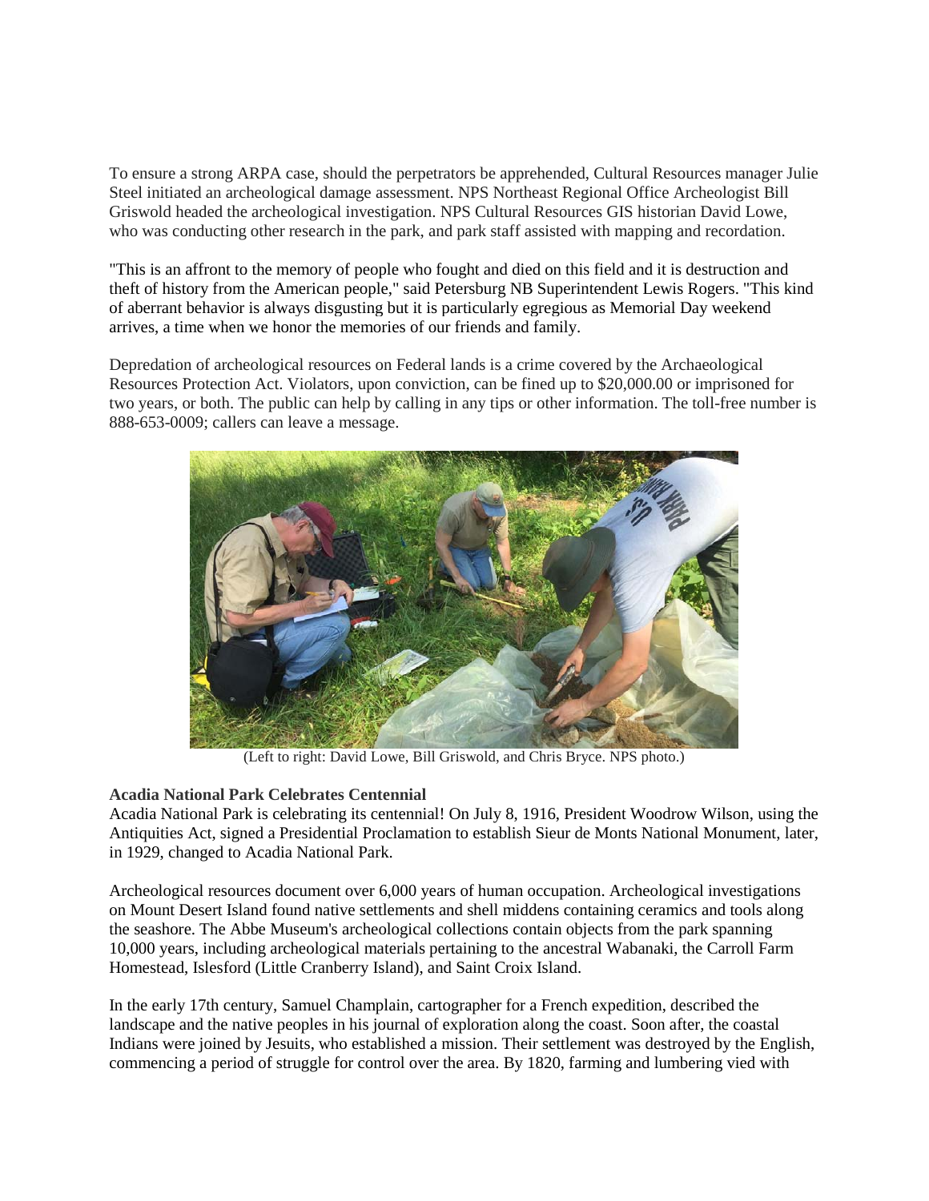To ensure a strong ARPA case, should the perpetrators be apprehended, Cultural Resources manager Julie Steel initiated an archeological damage assessment. NPS Northeast Regional Office Archeologist Bill Griswold headed the archeological investigation. NPS Cultural Resources GIS historian David Lowe, who was conducting other research in the park, and park staff assisted with mapping and recordation.

"This is an affront to the memory of people who fought and died on this field and it is destruction and theft of history from the American people," said Petersburg NB Superintendent Lewis Rogers. "This kind of aberrant behavior is always disgusting but it is particularly egregious as Memorial Day weekend arrives, a time when we honor the memories of our friends and family.

Depredation of archeological resources on Federal lands is a crime covered by the Archaeological Resources Protection Act. Violators, upon conviction, can be fined up to $20,000.00 or imprisoned for two years, or both. The public can help by calling in any tips or other information. The toll-free number is 888-653-0009; callers can leave a message.

(Left to right: David Lowe, Bill Griswold, and Chris Bryce. NPS photo.)

**Acadia National Park Celebrates Centennial**

Acadia National Park is celebrating its centennial! On July 8, 1916, President Woodrow Wilson, using the Antiquities Act, signed a Presidential Proclamation to establish Sieur de Monts National Monument, later, in 1929, changed to Acadia National Park.

Archeological resources document over 6,000 years of human occupation. Archeological investigations on Mount Desert Island found native settlements and shell middens containing ceramics and tools along the seashore. The Abbe Museum's archeological collections contain objects from the park spanning 10,000 years, including archeological materials pertaining to the ancestral Wabanaki, the Carroll Farm Homestead, Islesford (Little Cranberry Island), and Saint Croix Island.

In the early 17th century, Samuel Champlain, cartographer for a French expedition, described the landscape and the native peoples in his journal of exploration along the coast. Soon after, the coastal Indians were joined by Jesuits, who established a mission. Their settlement was destroyed by the English, commencing a period of struggle for control over the area. By 1820, farming and lumbering vied with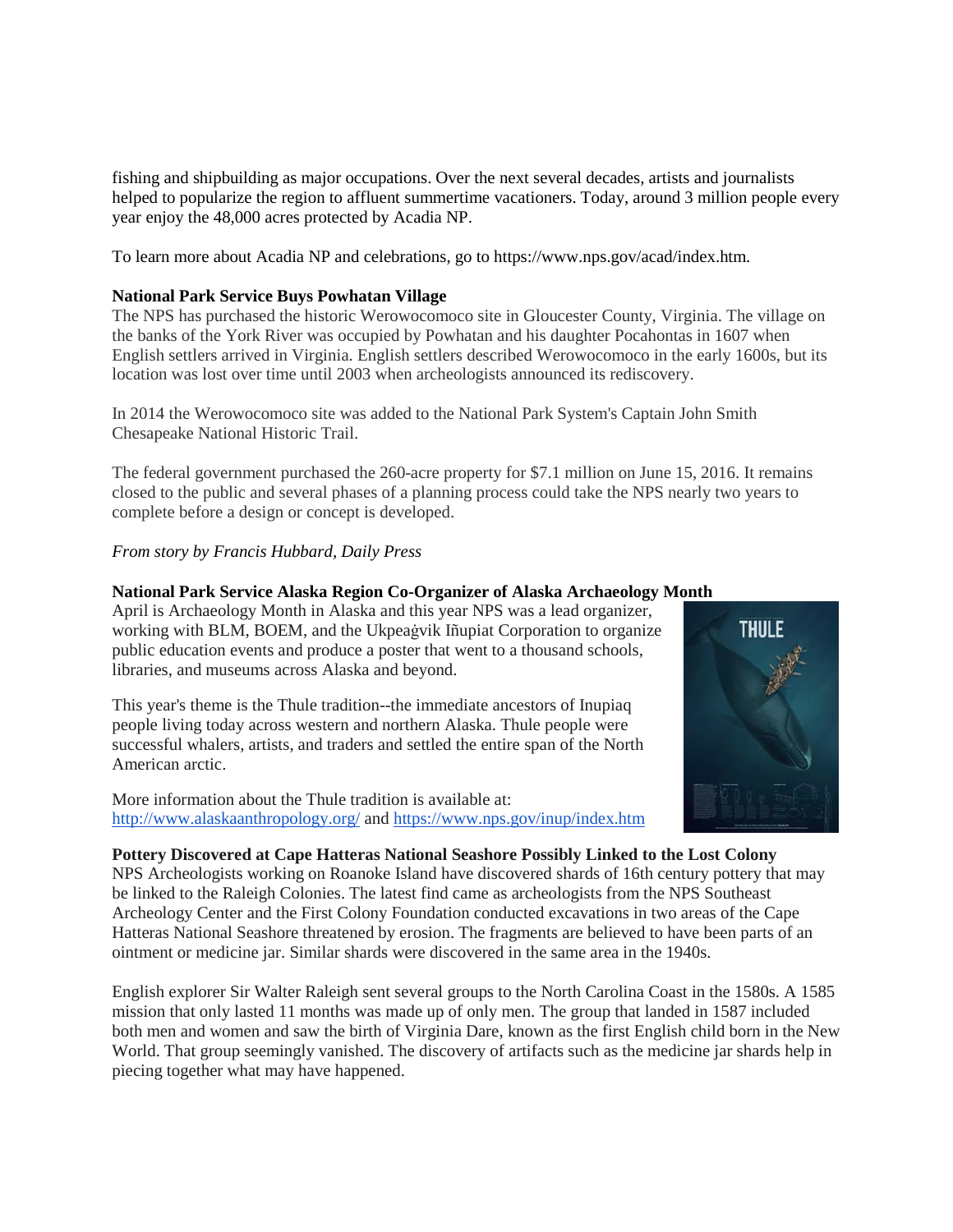fishing and shipbuilding as major occupations. Over the next several decades, artists and journalists helped to popularize the region to affluent summertime vacationers. Today, around 3 million people every year enjoy the 48,000 acres protected by Acadia NP.

To learn more about Acadia NP and celebrations, go to https://www.nps.gov/acad/index.htm.

**National Park Service Buys Powhatan Village**

The NPS has purchased the historic Werowocomoco site in Gloucester County, Virginia. The village on the banks of the York River was occupied by Powhatan and his daughter Pocahontas in 1607 when English settlers arrived in Virginia. English settlers described Werowocomoco in the early 1600s, but its location was lost over time until 2003 when archeologists announced its rediscovery.

In 2014 the Werowocomoco site was added to the National Park System's Captain John Smith Chesapeake National Historic Trail.

The federal government purchased the 260-acre property for $7.1 million on June 15, 2016. It remains closed to the public and several phases of a planning process could take the NPS nearly two years to complete before a design or concept is developed.

*From story by Francis Hubbard, Daily Press*

**National Park Service Alaska Region Co-Organizer of Alaska Archaeology Month**

April is Archaeology Month in Alaska and this year NPS was a lead organizer, working with BLM, BOEM, and the Ukpeaġvik Iñupiat Corporation to organize public education events and produce a poster that went to a thousand schools, libraries, and museums across Alaska and beyond.

This year's theme is the Thule tradition--the immediate ancestors of Inupiaq people living today across western and northern Alaska. Thule people were successful whalers, artists, and traders and settled the entire span of the North American arctic.

More information about the Thule tradition is available at: http://www.alaskaanthropology.org/ and https://www.nps.gov/inup/index.htm

**Pottery Discovered at Cape Hatteras National Seashore Possibly Linked to the Lost Colony**

NPS Archeologists working on Roanoke Island have discovered shards of 16th century pottery that may be linked to the Raleigh Colonies. The latest find came as archeologists from the NPS Southeast Archeology Center and the First Colony Foundation conducted excavations in two areas of the Cape Hatteras National Seashore threatened by erosion. The fragments are believed to have been parts of an ointment or medicine jar. Similar shards were discovered in the same area in the 1940s.

English explorer Sir Walter Raleigh sent several groups to the North Carolina Coast in the 1580s. A 1585 mission that only lasted 11 months was made up of only men. The group that landed in 1587 included both men and women and saw the birth of Virginia Dare, known as the first English child born in the New World. That group seemingly vanished. The discovery of artifacts such as the medicine jar shards help in piecing together what may have happened.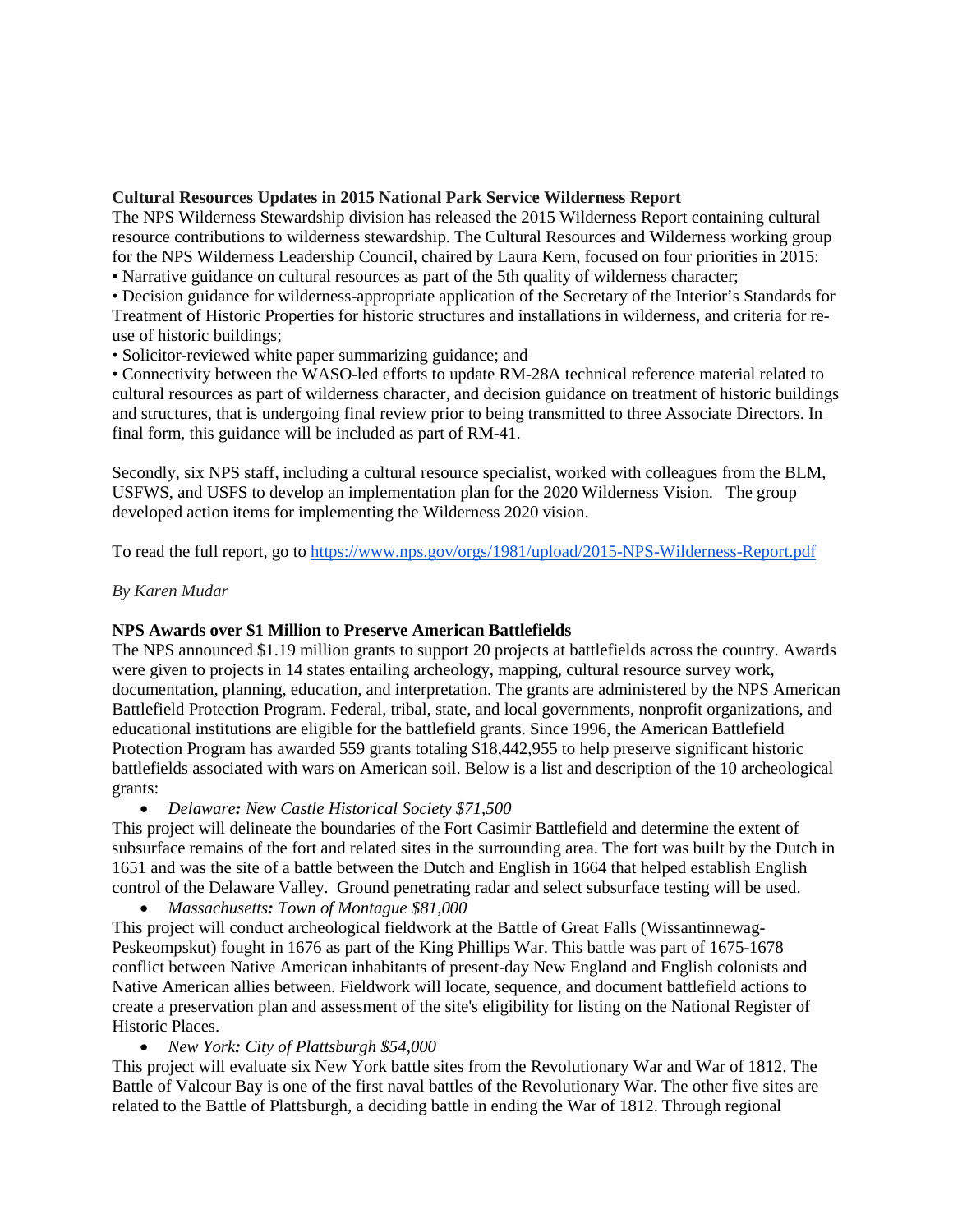**Cultural Resources Updates in 2015 National Park Service Wilderness Report**

The NPS Wilderness Stewardship division has released the 2015 Wilderness Report containing cultural resource contributions to wilderness stewardship. The Cultural Resources and Wilderness working group for the NPS Wilderness Leadership Council, chaired by Laura Kern, focused on four priorities in 2015:

• Narrative guidance on cultural resources as part of the 5th quality of wilderness character;

• Decision guidance for wilderness-appropriate application of the Secretary of the Interior's Standards for Treatment of Historic Properties for historic structures and installations in wilderness, and criteria for re-use of historic buildings;

• Solicitor-reviewed white paper summarizing guidance; and

• Connectivity between the WASO-led efforts to update RM-28A technical reference material related to cultural resources as part of wilderness character, and decision guidance on treatment of historic buildings and structures, that is undergoing final review prior to being transmitted to three Associate Directors. In final form, this guidance will be included as part of RM-41.

Secondly, six NPS staff, including a cultural resource specialist, worked with colleagues from the BLM, USFWS, and USFS to develop an implementation plan for the 2020 Wilderness Vision. The group developed action items for implementing the Wilderness 2020 vision.

To read the full report, go to https://www.nps.gov/orgs/1981/upload/2015-NPS-Wilderness-Report.pdf

*By Karen Mudar*

**NPS Awards over $1 Million to Preserve American Battlefields**

The NPS announced $1.19 million grants to support 20 projects at battlefields across the country. Awards were given to projects in 14 states entailing archeology, mapping, cultural resource survey work, documentation, planning, education, and interpretation. The grants are administered by the NPS American Battlefield Protection Program. Federal, tribal, state, and local governments, nonprofit organizations, and educational institutions are eligible for the battlefield grants. Since 1996, the American Battlefield Protection Program has awarded 559 grants totaling $18,442,955 to help preserve significant historic battlefields associated with wars on American soil. Below is a list and description of the 10 archeological grants:

- *Delaware: New Castle Historical Society $71,500*

This project will delineate the boundaries of the Fort Casimir Battlefield and determine the extent of subsurface remains of the fort and related sites in the surrounding area. The fort was built by the Dutch in 1651 and was the site of a battle between the Dutch and English in 1664 that helped establish English control of the Delaware Valley. Ground penetrating radar and select subsurface testing will be used.

- *Massachusetts: Town of Montague $81,000*

This project will conduct archeological fieldwork at the Battle of Great Falls (Wissantinnewag-Peskeompskut) fought in 1676 as part of the King Phillips War. This battle was part of 1675-1678 conflict between Native American inhabitants of present-day New England and English colonists and Native American allies between. Fieldwork will locate, sequence, and document battlefield actions to create a preservation plan and assessment of the site's eligibility for listing on the National Register of Historic Places.

- *New York: City of Plattsburgh $54,000*

This project will evaluate six New York battle sites from the Revolutionary War and War of 1812. The Battle of Valcour Bay is one of the first naval battles of the Revolutionary War. The other five sites are related to the Battle of Plattsburgh, a deciding battle in ending the War of 1812. Through regional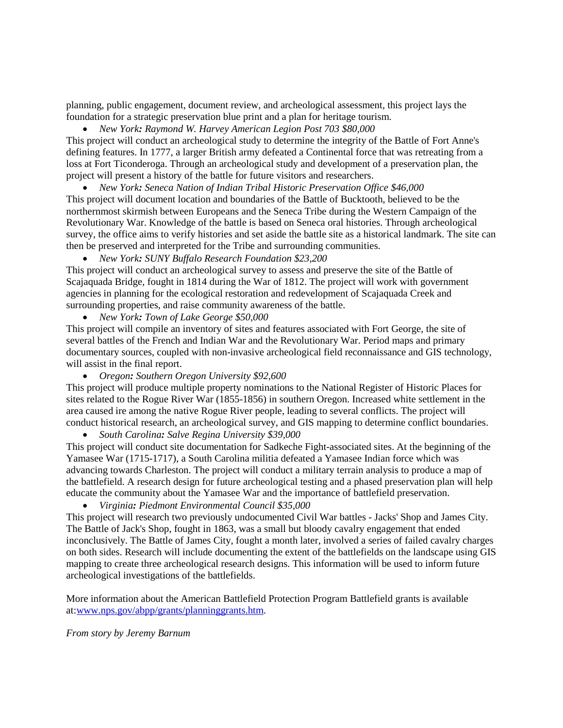planning, public engagement, document review, and archeological assessment, this project lays the foundation for a strategic preservation blue print and a plan for heritage tourism.

- *New York: Raymond W. Harvey American Legion Post 703 $80,000*

This project will conduct an archeological study to determine the integrity of the Battle of Fort Anne's defining features. In 1777, a larger British army defeated a Continental force that was retreating from a loss at Fort Ticonderoga. Through an archeological study and development of a preservation plan, the project will present a history of the battle for future visitors and researchers.

- *New York: Seneca Nation of Indian Tribal Historic Preservation Office $46,000*

This project will document location and boundaries of the Battle of Bucktooth, believed to be the northernmost skirmish between Europeans and the Seneca Tribe during the Western Campaign of the Revolutionary War. Knowledge of the battle is based on Seneca oral histories. Through archeological survey, the office aims to verify histories and set aside the battle site as a historical landmark. The site can then be preserved and interpreted for the Tribe and surrounding communities.

- *New York: SUNY Buffalo Research Foundation $23,200*

This project will conduct an archeological survey to assess and preserve the site of the Battle of Scajaquada Bridge, fought in 1814 during the War of 1812. The project will work with government agencies in planning for the ecological restoration and redevelopment of Scajaquada Creek and surrounding properties, and raise community awareness of the battle.

- *New York: Town of Lake George $50,000*

This project will compile an inventory of sites and features associated with Fort George, the site of several battles of the French and Indian War and the Revolutionary War. Period maps and primary documentary sources, coupled with non-invasive archeological field reconnaissance and GIS technology, will assist in the final report.

- *Oregon: Southern Oregon University $92,600*

This project will produce multiple property nominations to the National Register of Historic Places for sites related to the Rogue River War (1855-1856) in southern Oregon. Increased white settlement in the area caused ire among the native Rogue River people, leading to several conflicts. The project will conduct historical research, an archeological survey, and GIS mapping to determine conflict boundaries.

- *South Carolina: Salve Regina University $39,000*

This project will conduct site documentation for Sadkeche Fight-associated sites. At the beginning of the Yamasee War (1715-1717), a South Carolina militia defeated a Yamasee Indian force which was advancing towards Charleston. The project will conduct a military terrain analysis to produce a map of the battlefield. A research design for future archeological testing and a phased preservation plan will help educate the community about the Yamasee War and the importance of battlefield preservation.

- *Virginia: Piedmont Environmental Council $35,000*

This project will research two previously undocumented Civil War battles - Jacks' Shop and James City. The Battle of Jack's Shop, fought in 1863, was a small but bloody cavalry engagement that ended inconclusively. The Battle of James City, fought a month later, involved a series of failed cavalry charges on both sides. Research will include documenting the extent of the battlefields on the landscape using GIS mapping to create three archeological research designs. This information will be used to inform future archeological investigations of the battlefields.

More information about the American Battlefield Protection Program Battlefield grants is available at:[www.nps.gov/abpp/grants/planninggrants.htm](http://www.nps.gov/abpp/grants/planninggrants.htm).

*From story by Jeremy Barnum*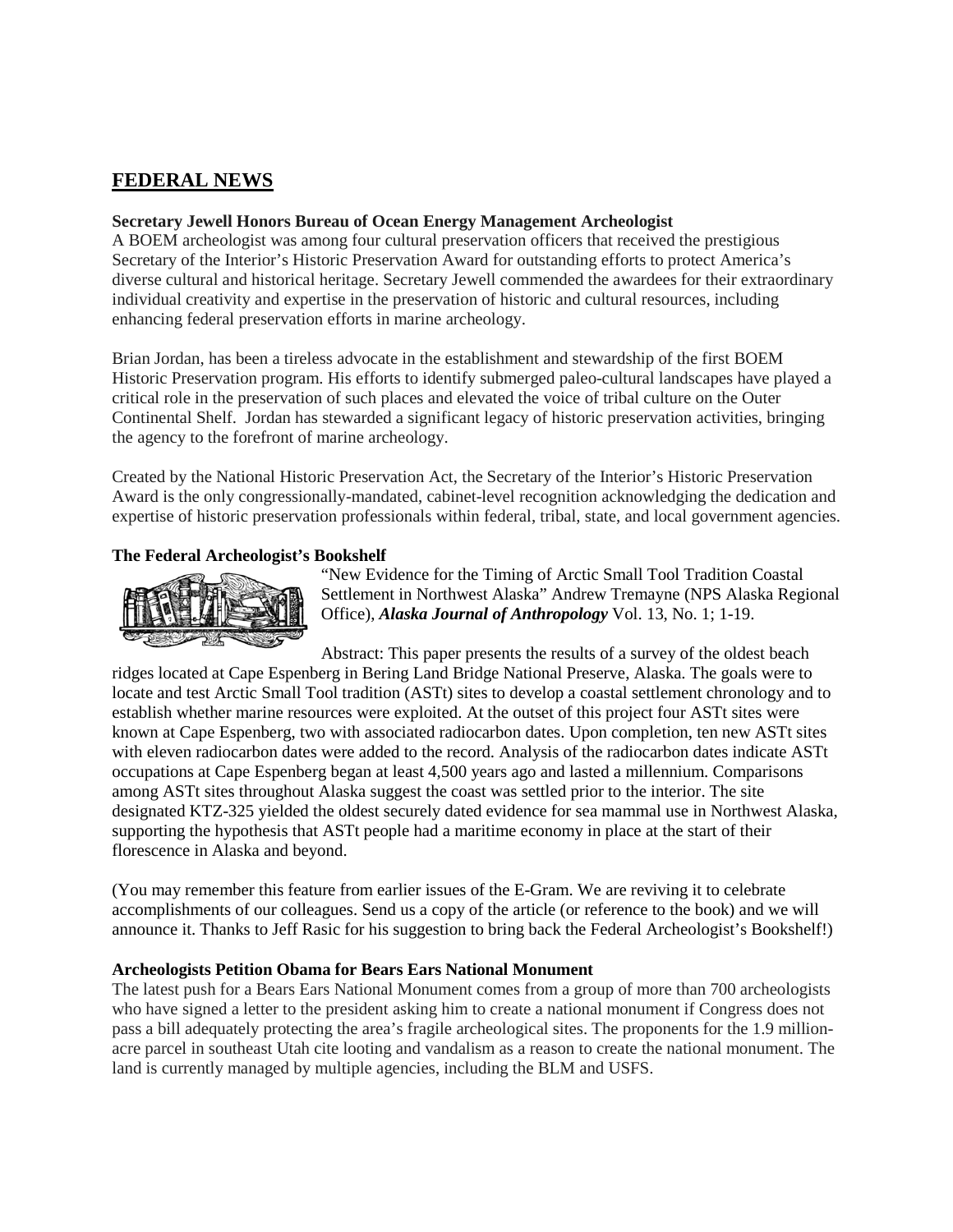## FEDERAL NEWS

**Secretary Jewell Honors Bureau of Ocean Energy Management Archeologist**

A BOEM archeologist was among four cultural preservation officers that received the prestigious Secretary of the Interior's Historic Preservation Award for outstanding efforts to protect America's diverse cultural and historical heritage. Secretary Jewell commended the awardees for their extraordinary individual creativity and expertise in the preservation of historic and cultural resources, including enhancing federal preservation efforts in marine archeology.

Brian Jordan, has been a tireless advocate in the establishment and stewardship of the first BOEM Historic Preservation program. His efforts to identify submerged paleo-cultural landscapes have played a critical role in the preservation of such places and elevated the voice of tribal culture on the Outer Continental Shelf. Jordan has stewarded a significant legacy of historic preservation activities, bringing the agency to the forefront of marine archeology.

Created by the National Historic Preservation Act, the Secretary of the Interior's Historic Preservation Award is the only congressionally-mandated, cabinet-level recognition acknowledging the dedication and expertise of historic preservation professionals within federal, tribal, state, and local government agencies.

**The Federal Archeologist's Bookshelf**

"New Evidence for the Timing of Arctic Small Tool Tradition Coastal Settlement in Northwest Alaska" Andrew Tremayne (NPS Alaska Regional Office), ***Alaska Journal of Anthropology*** Vol. 13, No. 1; 1-19.

Abstract: This paper presents the results of a survey of the oldest beach ridges located at Cape Espenberg in Bering Land Bridge National Preserve, Alaska. The goals were to locate and test Arctic Small Tool tradition (ASTt) sites to develop a coastal settlement chronology and to establish whether marine resources were exploited. At the outset of this project four ASTt sites were known at Cape Espenberg, two with associated radiocarbon dates. Upon completion, ten new ASTt sites with eleven radiocarbon dates were added to the record. Analysis of the radiocarbon dates indicate ASTt occupations at Cape Espenberg began at least 4,500 years ago and lasted a millennium. Comparisons among ASTt sites throughout Alaska suggest the coast was settled prior to the interior. The site designated KTZ-325 yielded the oldest securely dated evidence for sea mammal use in Northwest Alaska, supporting the hypothesis that ASTt people had a maritime economy in place at the start of their florescence in Alaska and beyond.

(You may remember this feature from earlier issues of the E-Gram. We are reviving it to celebrate accomplishments of our colleagues. Send us a copy of the article (or reference to the book) and we will announce it. Thanks to Jeff Rasic for his suggestion to bring back the Federal Archeologist's Bookshelf!)

**Archeologists Petition Obama for Bears Ears National Monument**

The latest push for a Bears Ears National Monument comes from a group of more than 700 archeologists who have signed a letter to the president asking him to create a national monument if Congress does not pass a bill adequately protecting the area's fragile archeological sites. The proponents for the 1.9 million-acre parcel in southeast Utah cite looting and vandalism as a reason to create the national monument. The land is currently managed by multiple agencies, including the BLM and USFS.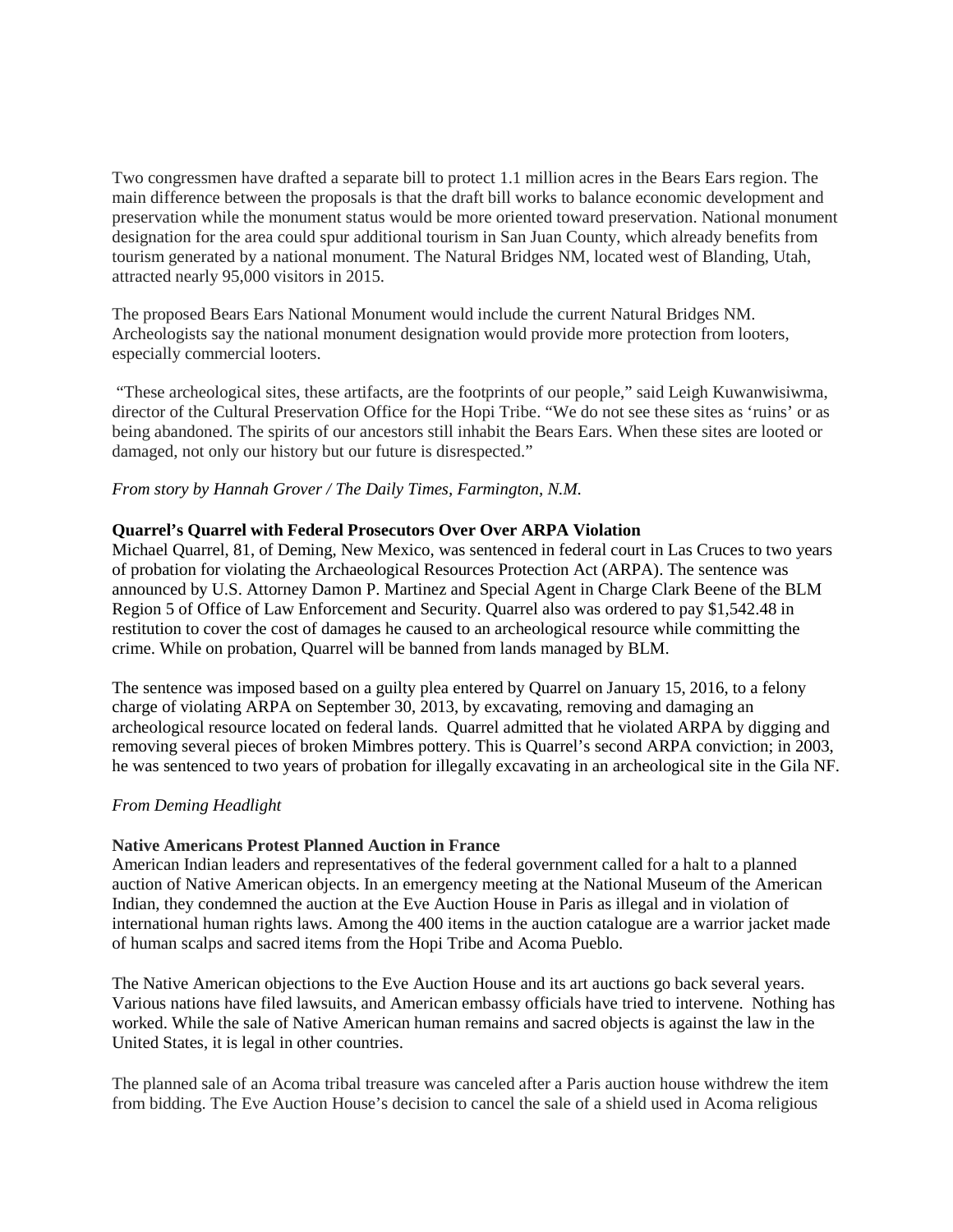Two congressmen have drafted a separate bill to protect 1.1 million acres in the Bears Ears region. The main difference between the proposals is that the draft bill works to balance economic development and preservation while the monument status would be more oriented toward preservation. National monument designation for the area could spur additional tourism in San Juan County, which already benefits from tourism generated by a national monument. The Natural Bridges NM, located west of Blanding, Utah, attracted nearly 95,000 visitors in 2015.

The proposed Bears Ears National Monument would include the current Natural Bridges NM. Archeologists say the national monument designation would provide more protection from looters, especially commercial looters.

"These archeological sites, these artifacts, are the footprints of our people," said Leigh Kuwanwisiwma, director of the Cultural Preservation Office for the Hopi Tribe. "We do not see these sites as 'ruins' or as being abandoned. The spirits of our ancestors still inhabit the Bears Ears. When these sites are looted or damaged, not only our history but our future is disrespected."

*From story by Hannah Grover / The Daily Times, Farmington, N.M.*

**Quarrel's Quarrel with Federal Prosecutors Over Over ARPA Violation**

Michael Quarrel, 81, of Deming, New Mexico, was sentenced in federal court in Las Cruces to two years of probation for violating the Archaeological Resources Protection Act (ARPA). The sentence was announced by U.S. Attorney Damon P. Martinez and Special Agent in Charge Clark Beene of the BLM Region 5 of Office of Law Enforcement and Security. Quarrel also was ordered to pay $1,542.48 in restitution to cover the cost of damages he caused to an archeological resource while committing the crime. While on probation, Quarrel will be banned from lands managed by BLM.

The sentence was imposed based on a guilty plea entered by Quarrel on January 15, 2016, to a felony charge of violating ARPA on September 30, 2013, by excavating, removing and damaging an archeological resource located on federal lands. Quarrel admitted that he violated ARPA by digging and removing several pieces of broken Mimbres pottery. This is Quarrel's second ARPA conviction; in 2003, he was sentenced to two years of probation for illegally excavating in an archeological site in the Gila NF.

*From Deming Headlight*

**Native Americans Protest Planned Auction in France**

American Indian leaders and representatives of the federal government called for a halt to a planned auction of Native American objects. In an emergency meeting at the National Museum of the American Indian, they condemned the auction at the Eve Auction House in Paris as illegal and in violation of international human rights laws. Among the 400 items in the auction catalogue are a warrior jacket made of human scalps and sacred items from the Hopi Tribe and Acoma Pueblo.

The Native American objections to the Eve Auction House and its art auctions go back several years. Various nations have filed lawsuits, and American embassy officials have tried to intervene. Nothing has worked. While the sale of Native American human remains and sacred objects is against the law in the United States, it is legal in other countries.

The planned sale of an Acoma tribal treasure was canceled after a Paris auction house withdrew the item from bidding. The Eve Auction House's decision to cancel the sale of a shield used in Acoma religious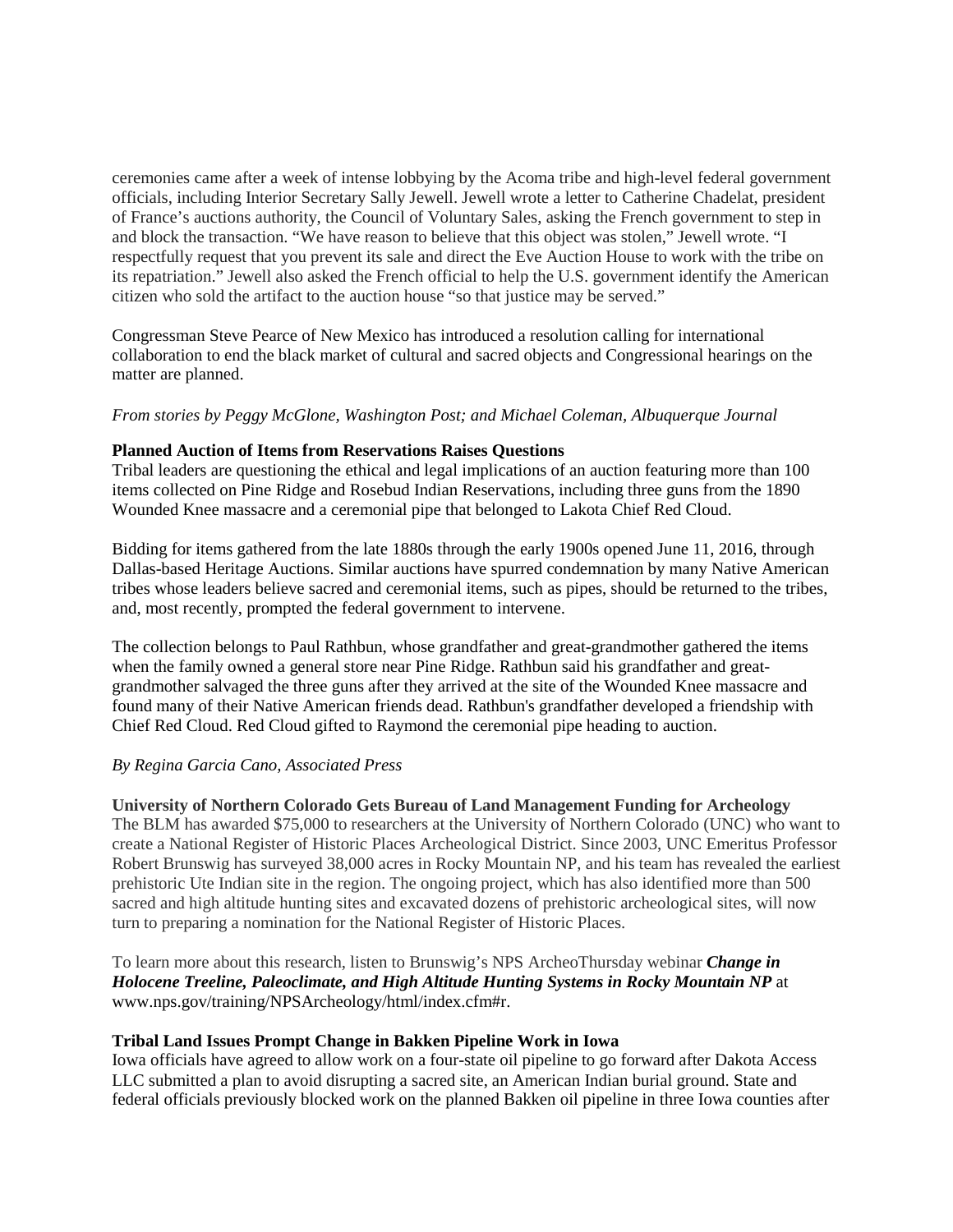ceremonies came after a week of intense lobbying by the Acoma tribe and high-level federal government officials, including Interior Secretary Sally Jewell. Jewell wrote a letter to Catherine Chadelat, president of France's auctions authority, the Council of Voluntary Sales, asking the French government to step in and block the transaction. "We have reason to believe that this object was stolen," Jewell wrote. "I respectfully request that you prevent its sale and direct the Eve Auction House to work with the tribe on its repatriation." Jewell also asked the French official to help the U.S. government identify the American citizen who sold the artifact to the auction house "so that justice may be served."

Congressman Steve Pearce of New Mexico has introduced a resolution calling for international collaboration to end the black market of cultural and sacred objects and Congressional hearings on the matter are planned.

*From stories by Peggy McGlone, Washington Post; and Michael Coleman, Albuquerque Journal*

**Planned Auction of Items from Reservations Raises Questions**

Tribal leaders are questioning the ethical and legal implications of an auction featuring more than 100 items collected on Pine Ridge and Rosebud Indian Reservations, including three guns from the 1890 Wounded Knee massacre and a ceremonial pipe that belonged to Lakota Chief Red Cloud.

Bidding for items gathered from the late 1880s through the early 1900s opened June 11, 2016, through Dallas-based Heritage Auctions. Similar auctions have spurred condemnation by many Native American tribes whose leaders believe sacred and ceremonial items, such as pipes, should be returned to the tribes, and, most recently, prompted the federal government to intervene.

The collection belongs to Paul Rathbun, whose grandfather and great-grandmother gathered the items when the family owned a general store near Pine Ridge. Rathbun said his grandfather and great-grandmother salvaged the three guns after they arrived at the site of the Wounded Knee massacre and found many of their Native American friends dead. Rathbun's grandfather developed a friendship with Chief Red Cloud. Red Cloud gifted to Raymond the ceremonial pipe heading to auction.

*By Regina Garcia Cano, Associated Press*

**University of Northern Colorado Gets Bureau of Land Management Funding for Archeology**

The BLM has awarded $75,000 to researchers at the University of Northern Colorado (UNC) who want to create a National Register of Historic Places Archeological District. Since 2003, UNC Emeritus Professor Robert Brunswig has surveyed 38,000 acres in Rocky Mountain NP, and his team has revealed the earliest prehistoric Ute Indian site in the region. The ongoing project, which has also identified more than 500 sacred and high altitude hunting sites and excavated dozens of prehistoric archeological sites, will now turn to preparing a nomination for the National Register of Historic Places.

To learn more about this research, listen to Brunswig's NPS ArcheoThursday webinar ***Change in Holocene Treeline, Paleoclimate, and High Altitude Hunting Systems in Rocky Mountain NP*** at www.nps.gov/training/NPSArcheology/html/index.cfm#r.

**Tribal Land Issues Prompt Change in Bakken Pipeline Work in Iowa**

Iowa officials have agreed to allow work on a four-state oil pipeline to go forward after Dakota Access LLC submitted a plan to avoid disrupting a sacred site, an American Indian burial ground. State and federal officials previously blocked work on the planned Bakken oil pipeline in three Iowa counties after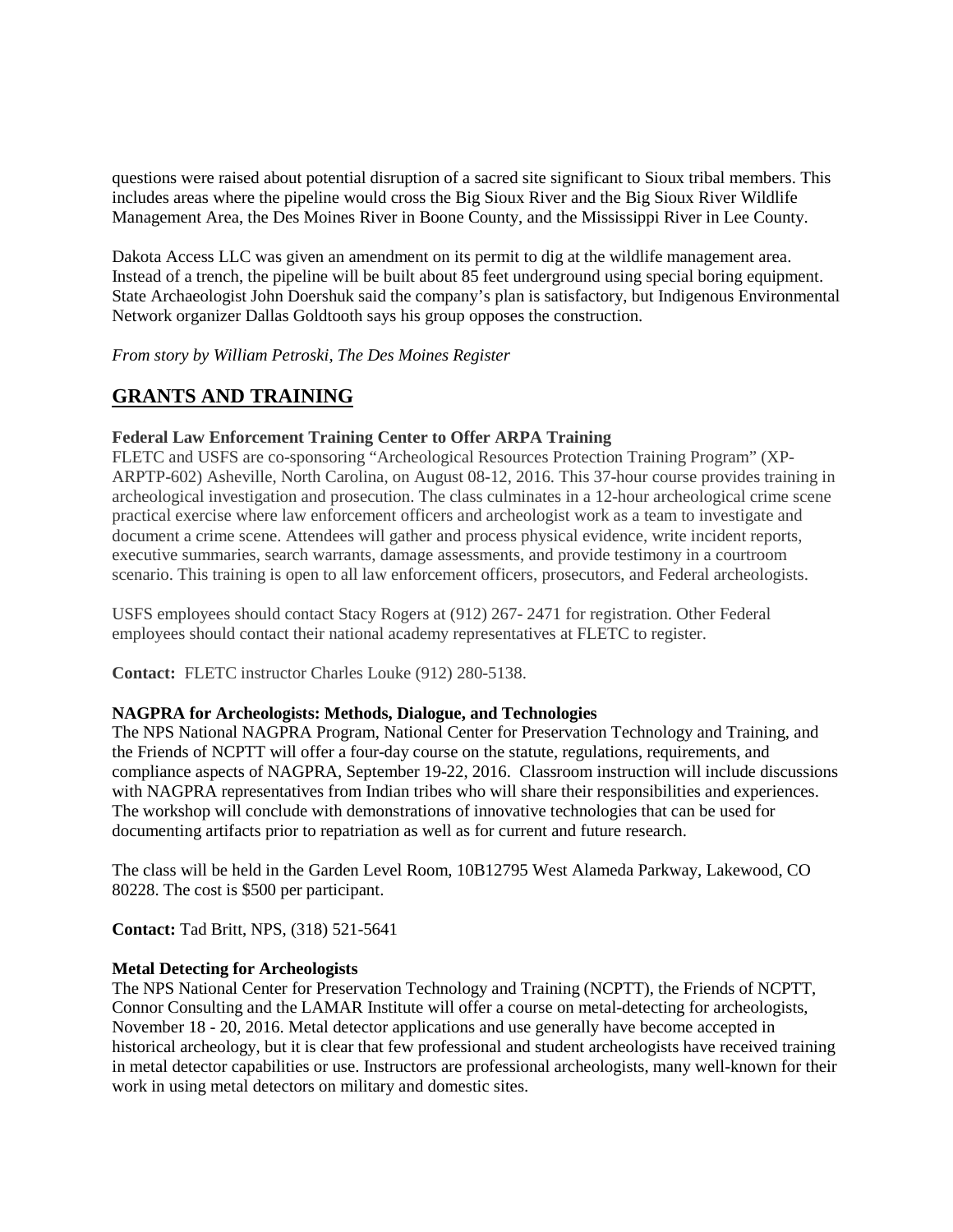questions were raised about potential disruption of a sacred site significant to Sioux tribal members. This includes areas where the pipeline would cross the Big Sioux River and the Big Sioux River Wildlife Management Area, the Des Moines River in Boone County, and the Mississippi River in Lee County.

Dakota Access LLC was given an amendment on its permit to dig at the wildlife management area. Instead of a trench, the pipeline will be built about 85 feet underground using special boring equipment. State Archaeologist John Doershuk said the company's plan is satisfactory, but Indigenous Environmental Network organizer Dallas Goldtooth says his group opposes the construction.

*From story by William Petroski, The Des Moines Register*

## GRANTS AND TRAINING

**Federal Law Enforcement Training Center to Offer ARPA Training**
FLETC and USFS are co-sponsoring "Archeological Resources Protection Training Program" (XP-ARPTP-602) Asheville, North Carolina, on August 08-12, 2016. This 37-hour course provides training in archeological investigation and prosecution. The class culminates in a 12-hour archeological crime scene practical exercise where law enforcement officers and archeologist work as a team to investigate and document a crime scene. Attendees will gather and process physical evidence, write incident reports, executive summaries, search warrants, damage assessments, and provide testimony in a courtroom scenario. This training is open to all law enforcement officers, prosecutors, and Federal archeologists.

USFS employees should contact Stacy Rogers at (912) 267- 2471 for registration. Other Federal employees should contact their national academy representatives at FLETC to register.

**Contact:** FLETC instructor Charles Louke (912) 280-5138.

**NAGPRA for Archeologists: Methods, Dialogue, and Technologies**
The NPS National NAGPRA Program, National Center for Preservation Technology and Training, and the Friends of NCPTT will offer a four-day course on the statute, regulations, requirements, and compliance aspects of NAGPRA, September 19-22, 2016. Classroom instruction will include discussions with NAGPRA representatives from Indian tribes who will share their responsibilities and experiences. The workshop will conclude with demonstrations of innovative technologies that can be used for documenting artifacts prior to repatriation as well as for current and future research.

The class will be held in the Garden Level Room, 10B12795 West Alameda Parkway, Lakewood, CO 80228. The cost is $500 per participant.

**Contact:** Tad Britt, NPS, (318) 521-5641

**Metal Detecting for Archeologists**
The NPS National Center for Preservation Technology and Training (NCPTT), the Friends of NCPTT, Connor Consulting and the LAMAR Institute will offer a course on metal-detecting for archeologists, November 18 - 20, 2016. Metal detector applications and use generally have become accepted in historical archeology, but it is clear that few professional and student archeologists have received training in metal detector capabilities or use. Instructors are professional archeologists, many well-known for their work in using metal detectors on military and domestic sites.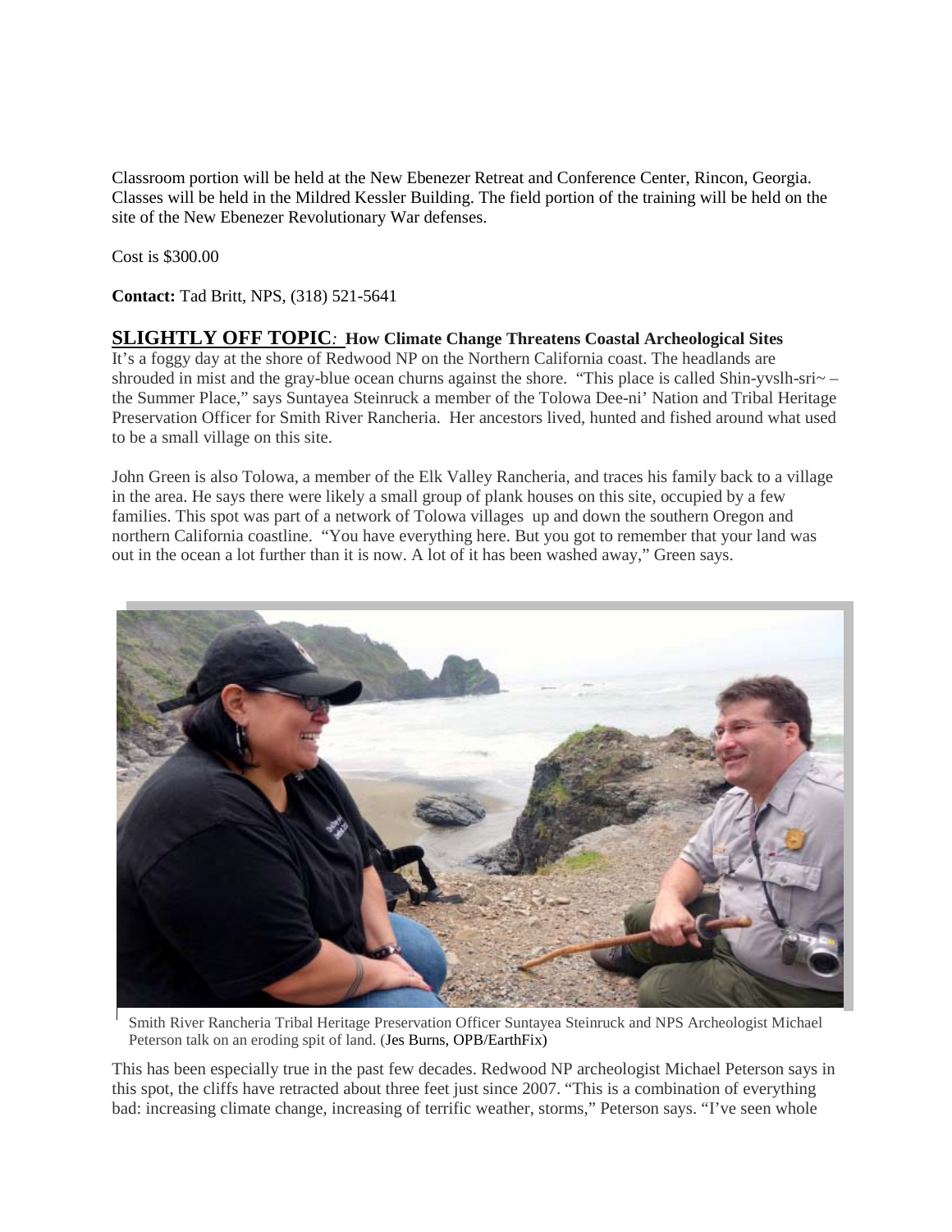Classroom portion will be held at the New Ebenezer Retreat and Conference Center, Rincon, Georgia. Classes will be held in the Mildred Kessler Building. The field portion of the training will be held on the site of the New Ebenezer Revolutionary War defenses.

Cost is $300.00

**Contact:** Tad Britt, NPS, (318) 521-5641

## SLIGHTLY OFF TOPIC: How Climate Change Threatens Coastal Archeological Sites

It's a foggy day at the shore of Redwood NP on the Northern California coast. The headlands are shrouded in mist and the gray-blue ocean churns against the shore. "This place is called Shin-yvslh-sri~ – the Summer Place," says Suntayea Steinruck a member of the Tolowa Dee-ni' Nation and Tribal Heritage Preservation Officer for Smith River Rancheria. Her ancestors lived, hunted and fished around what used to be a small village on this site.

John Green is also Tolowa, a member of the Elk Valley Rancheria, and traces his family back to a village in the area. He says there were likely a small group of plank houses on this site, occupied by a few families. This spot was part of a network of Tolowa villages up and down the southern Oregon and northern California coastline. "You have everything here. But you got to remember that your land was out in the ocean a lot further than it is now. A lot of it has been washed away," Green says.

Smith River Rancheria Tribal Heritage Preservation Officer Suntayea Steinruck and NPS Archeologist Michael Peterson talk on an eroding spit of land. (Jes Burns, OPB/EarthFix)

This has been especially true in the past few decades. Redwood NP archeologist Michael Peterson says in this spot, the cliffs have retracted about three feet just since 2007. "This is a combination of everything bad: increasing climate change, increasing of terrific weather, storms," Peterson says. "I've seen whole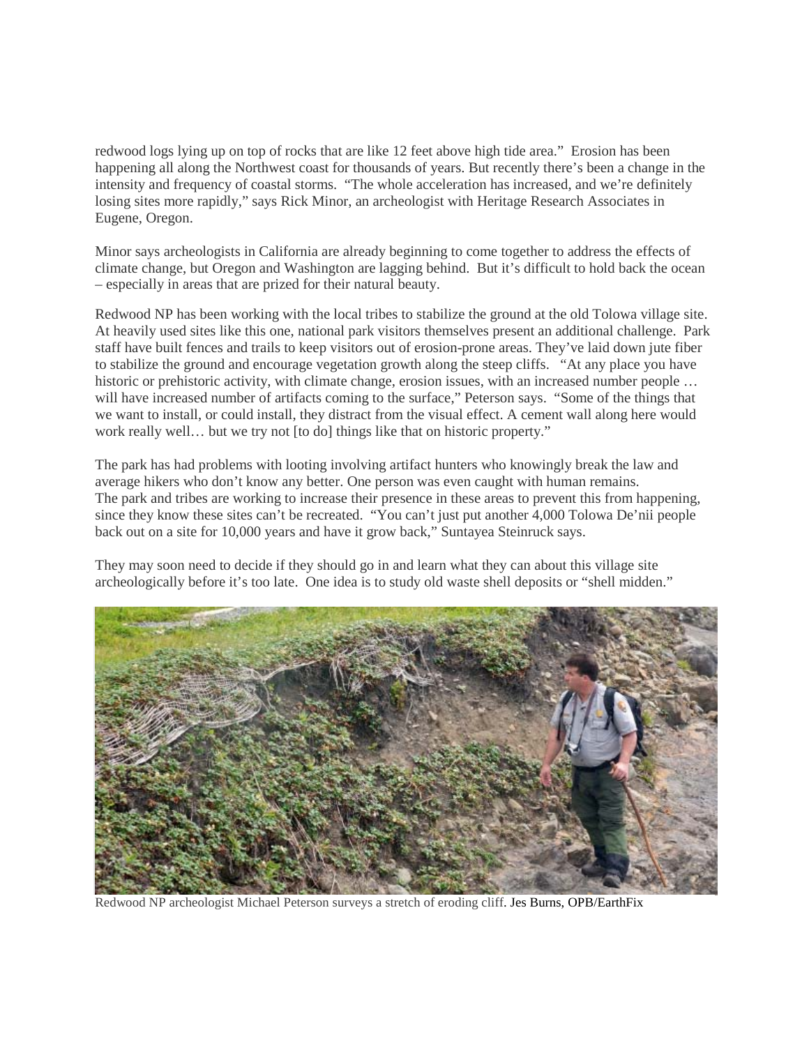redwood logs lying up on top of rocks that are like 12 feet above high tide area." Erosion has been happening all along the Northwest coast for thousands of years. But recently there's been a change in the intensity and frequency of coastal storms. "The whole acceleration has increased, and we're definitely losing sites more rapidly," says Rick Minor, an archeologist with Heritage Research Associates in Eugene, Oregon.

Minor says archeologists in California are already beginning to come together to address the effects of climate change, but Oregon and Washington are lagging behind. But it's difficult to hold back the ocean – especially in areas that are prized for their natural beauty.

Redwood NP has been working with the local tribes to stabilize the ground at the old Tolowa village site. At heavily used sites like this one, national park visitors themselves present an additional challenge. Park staff have built fences and trails to keep visitors out of erosion-prone areas. They've laid down jute fiber to stabilize the ground and encourage vegetation growth along the steep cliffs. "At any place you have historic or prehistoric activity, with climate change, erosion issues, with an increased number people … will have increased number of artifacts coming to the surface," Peterson says. "Some of the things that we want to install, or could install, they distract from the visual effect. A cement wall along here would work really well… but we try not [to do] things like that on historic property."

The park has had problems with looting involving artifact hunters who knowingly break the law and average hikers who don't know any better. One person was even caught with human remains.
The park and tribes are working to increase their presence in these areas to prevent this from happening, since they know these sites can't be recreated. "You can't just put another 4,000 Tolowa De'nii people back out on a site for 10,000 years and have it grow back," Suntayea Steinruck says.

They may soon need to decide if they should go in and learn what they can about this village site archeologically before it's too late. One idea is to study old waste shell deposits or "shell midden."

Redwood NP archeologist Michael Peterson surveys a stretch of eroding cliff. Jes Burns, OPB/EarthFix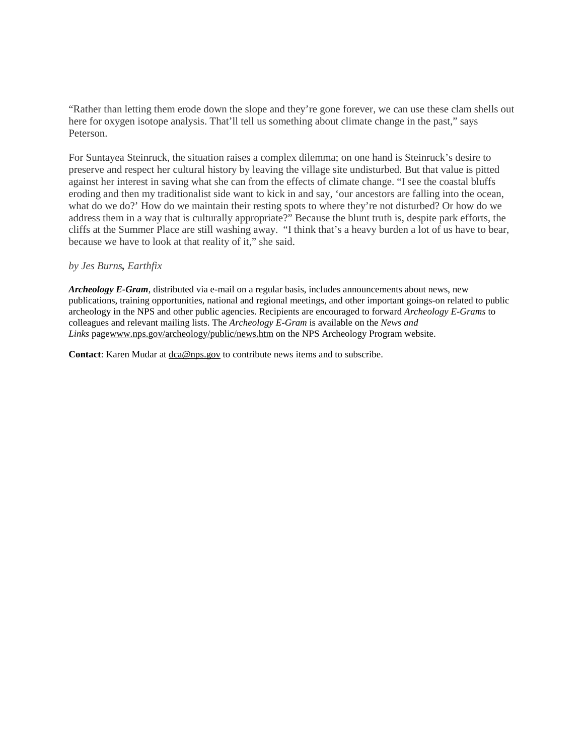"Rather than letting them erode down the slope and they're gone forever, we can use these clam shells out here for oxygen isotope analysis. That'll tell us something about climate change in the past," says Peterson.

For Suntayea Steinruck, the situation raises a complex dilemma; on one hand is Steinruck's desire to preserve and respect her cultural history by leaving the village site undisturbed. But that value is pitted against her interest in saving what she can from the effects of climate change. "I see the coastal bluffs eroding and then my traditionalist side want to kick in and say, 'our ancestors are falling into the ocean, what do we do?' How do we maintain their resting spots to where they're not disturbed? Or how do we address them in a way that is culturally appropriate?" Because the blunt truth is, despite park efforts, the cliffs at the Summer Place are still washing away. "I think that's a heavy burden a lot of us have to bear, because we have to look at that reality of it," she said.

*by Jes Burns, Earthfix*

***Archeology E-Gram***, distributed via e-mail on a regular basis, includes announcements about news, new publications, training opportunities, national and regional meetings, and other important goings-on related to public archeology in the NPS and other public agencies. Recipients are encouraged to forward *Archeology E-Grams* to colleagues and relevant mailing lists. The *Archeology E-Gram* is available on the *News and Links* pagewww.nps.gov/archeology/public/news.htm on the NPS Archeology Program website.

**Contact**: Karen Mudar at dca@nps.gov to contribute news items and to subscribe.